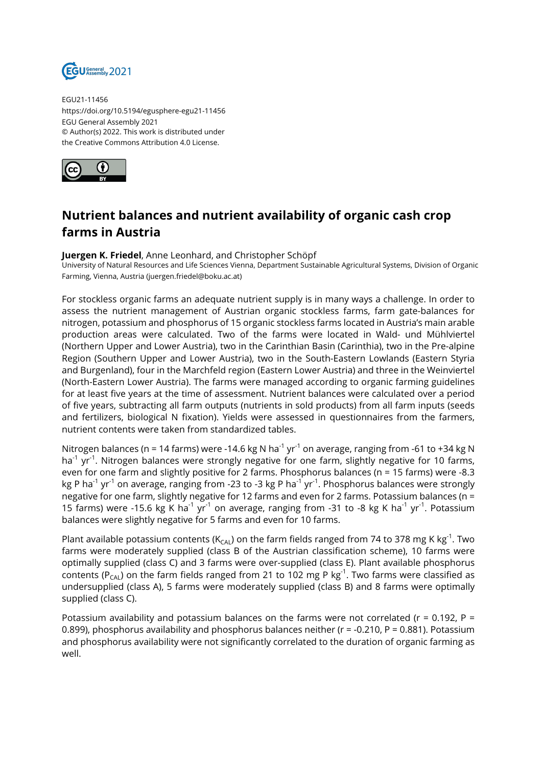EGU21-11456
https://doi.org/10.5194/egusphere-egu21-11456
EGU General Assembly 2021
© Author(s) 2022. This work is distributed under
the Creative Commons Attribution 4.0 License.

# Nutrient balances and nutrient availability of organic cash crop farms in Austria

**Juergen K. Friedel**, Anne Leonhard, and Christopher Schöpf

University of Natural Resources and Life Sciences Vienna, Department Sustainable Agricultural Systems, Division of Organic Farming, Vienna, Austria (juergen.friedel@boku.ac.at)

For stockless organic farms an adequate nutrient supply is in many ways a challenge. In order to assess the nutrient management of Austrian organic stockless farms, farm gate-balances for nitrogen, potassium and phosphorus of 15 organic stockless farms located in Austria's main arable production areas were calculated. Two of the farms were located in Wald- und Mühlviertel (Northern Upper and Lower Austria), two in the Carinthian Basin (Carinthia), two in the Pre-alpine Region (Southern Upper and Lower Austria), two in the South-Eastern Lowlands (Eastern Styria and Burgenland), four in the Marchfeld region (Eastern Lower Austria) and three in the Weinviertel (North-Eastern Lower Austria). The farms were managed according to organic farming guidelines for at least five years at the time of assessment. Nutrient balances were calculated over a period of five years, subtracting all farm outputs (nutrients in sold products) from all farm inputs (seeds and fertilizers, biological N fixation). Yields were assessed in questionnaires from the farmers, nutrient contents were taken from standardized tables.

Nitrogen balances (n = 14 farms) were -14.6 kg N $ha^{-1}$ $yr^{-1}$ on average, ranging from -61 to +34 kg N $ha^{-1}$ $yr^{-1}$. Nitrogen balances were strongly negative for one farm, slightly negative for 10 farms, even for one farm and slightly positive for 2 farms. Phosphorus balances (n = 15 farms) were -8.3 kg P $ha^{-1}$ $yr^{-1}$ on average, ranging from -23 to -3 kg P $ha^{-1}$ $yr^{-1}$. Phosphorus balances were strongly negative for one farm, slightly negative for 12 farms and even for 2 farms. Potassium balances (n = 15 farms) were -15.6 kg K $ha^{-1}$ $yr^{-1}$ on average, ranging from -31 to -8 kg K $ha^{-1}$ $yr^{-1}$. Potassium balances were slightly negative for 5 farms and even for 10 farms.

Plant available potassium contents ($K_{CAL}$) on the farm fields ranged from 74 to 378 mg K $kg^{-1}$. Two farms were moderately supplied (class B of the Austrian classification scheme), 10 farms were optimally supplied (class C) and 3 farms were over-supplied (class E). Plant available phosphorus contents ($P_{CAL}$) on the farm fields ranged from 21 to 102 mg P $kg^{-1}$. Two farms were classified as undersupplied (class A), 5 farms were moderately supplied (class B) and 8 farms were optimally supplied (class C).

Potassium availability and potassium balances on the farms were not correlated ($r = 0.192$, $P = 0.899$), phosphorus availability and phosphorus balances neither ($r = -0.210$, $P = 0.881$). Potassium and phosphorus availability were not significantly correlated to the duration of organic farming as well.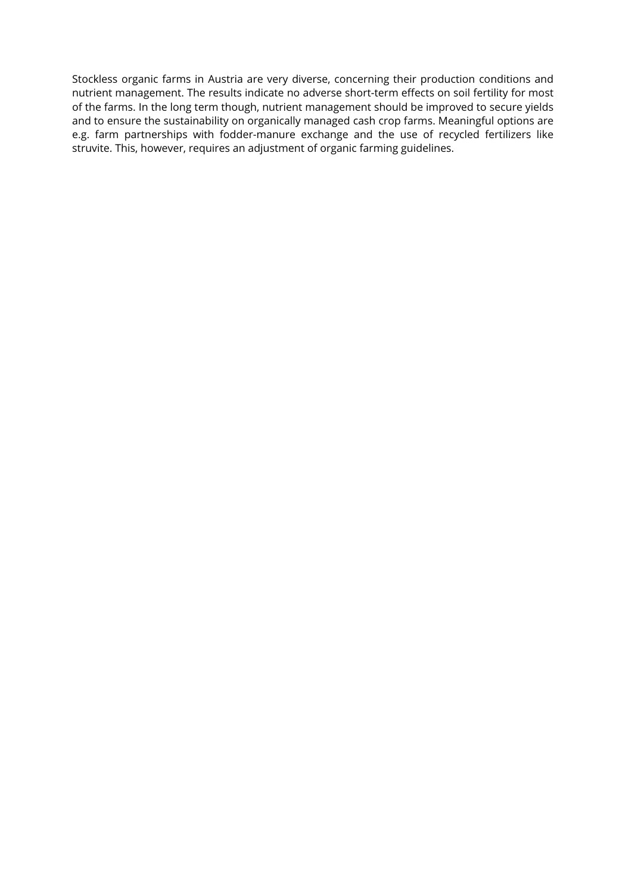Stockless organic farms in Austria are very diverse, concerning their production conditions and nutrient management. The results indicate no adverse short-term effects on soil fertility for most of the farms. In the long term though, nutrient management should be improved to secure yields and to ensure the sustainability on organically managed cash crop farms. Meaningful options are e.g. farm partnerships with fodder-manure exchange and the use of recycled fertilizers like struvite. This, however, requires an adjustment of organic farming guidelines.